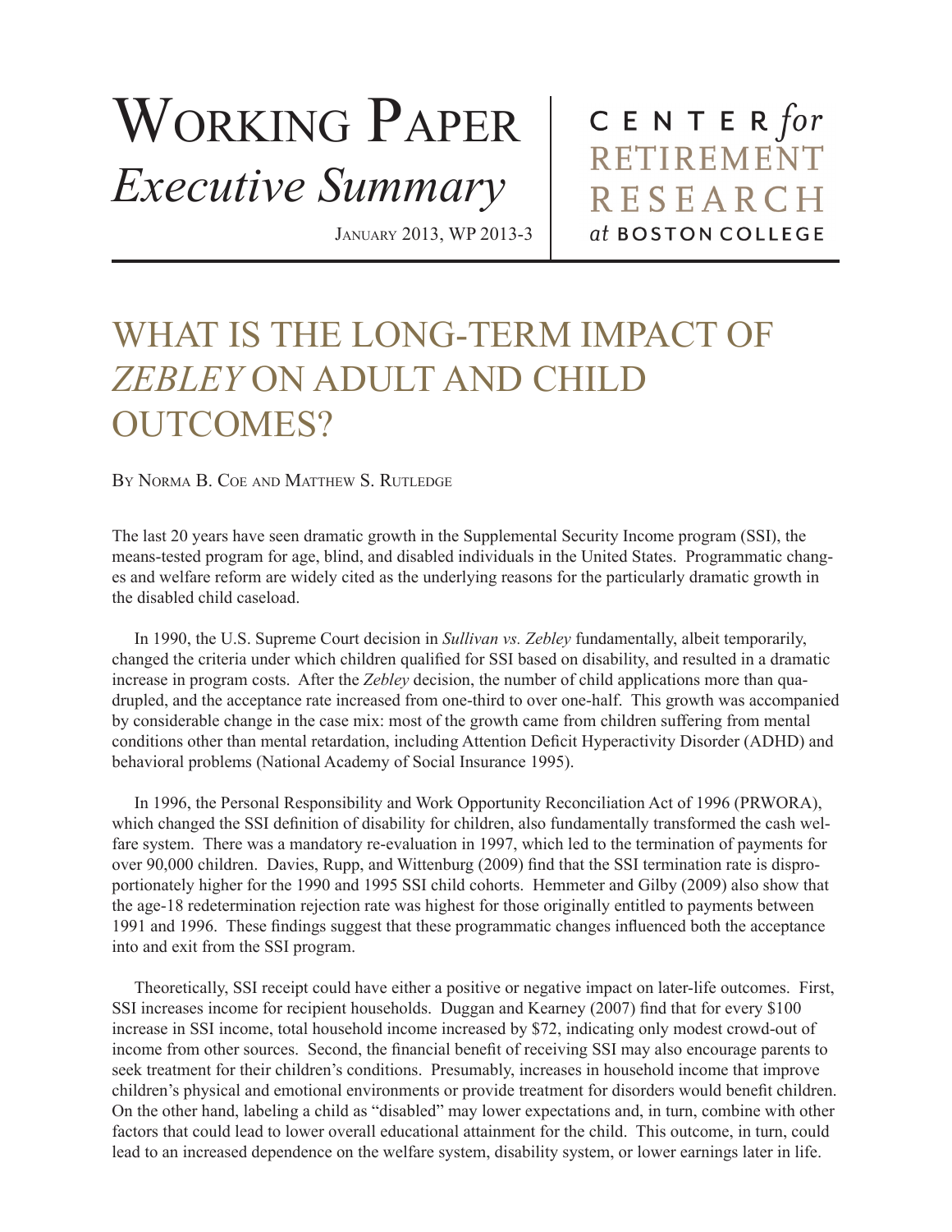# Working Paper
## *Executive Summary*

January 2013, WP 2013-3

CENTER *for* RETIREMENT RESEARCH *at* BOSTON COLLEGE

# WHAT IS THE LONG-TERM IMPACT OF *ZEBLEY* ON ADULT AND CHILD OUTCOMES?

By Norma B. Coe and Matthew S. Rutledge

The last 20 years have seen dramatic growth in the Supplemental Security Income program (SSI), the means-tested program for age, blind, and disabled individuals in the United States. Programmatic changes and welfare reform are widely cited as the underlying reasons for the particularly dramatic growth in the disabled child caseload.

In 1990, the U.S. Supreme Court decision in *Sullivan vs. Zebley* fundamentally, albeit temporarily, changed the criteria under which children qualified for SSI based on disability, and resulted in a dramatic increase in program costs. After the *Zebley* decision, the number of child applications more than quadrupled, and the acceptance rate increased from one-third to over one-half. This growth was accompanied by considerable change in the case mix: most of the growth came from children suffering from mental conditions other than mental retardation, including Attention Deficit Hyperactivity Disorder (ADHD) and behavioral problems (National Academy of Social Insurance 1995).

In 1996, the Personal Responsibility and Work Opportunity Reconciliation Act of 1996 (PRWORA), which changed the SSI definition of disability for children, also fundamentally transformed the cash welfare system. There was a mandatory re-evaluation in 1997, which led to the termination of payments for over 90,000 children. Davies, Rupp, and Wittenburg (2009) find that the SSI termination rate is disproportionately higher for the 1990 and 1995 SSI child cohorts. Hemmeter and Gilby (2009) also show that the age-18 redetermination rejection rate was highest for those originally entitled to payments between 1991 and 1996. These findings suggest that these programmatic changes influenced both the acceptance into and exit from the SSI program.

Theoretically, SSI receipt could have either a positive or negative impact on later-life outcomes. First, SSI increases income for recipient households. Duggan and Kearney (2007) find that for every $100 increase in SSI income, total household income increased by $72, indicating only modest crowd-out of income from other sources. Second, the financial benefit of receiving SSI may also encourage parents to seek treatment for their children's conditions. Presumably, increases in household income that improve children's physical and emotional environments or provide treatment for disorders would benefit children. On the other hand, labeling a child as "disabled" may lower expectations and, in turn, combine with other factors that could lead to lower overall educational attainment for the child. This outcome, in turn, could lead to an increased dependence on the welfare system, disability system, or lower earnings later in life.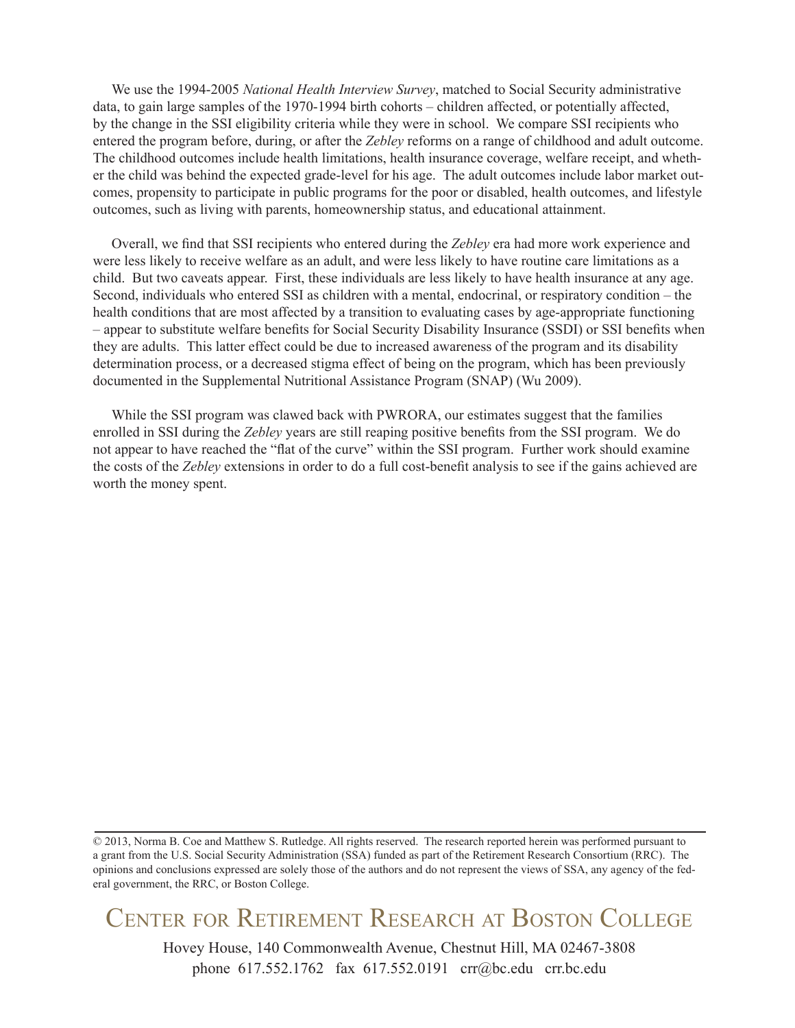We use the 1994-2005 *National Health Interview Survey*, matched to Social Security administrative data, to gain large samples of the 1970-1994 birth cohorts – children affected, or potentially affected, by the change in the SSI eligibility criteria while they were in school. We compare SSI recipients who entered the program before, during, or after the *Zebley* reforms on a range of childhood and adult outcome. The childhood outcomes include health limitations, health insurance coverage, welfare receipt, and whether the child was behind the expected grade-level for his age. The adult outcomes include labor market outcomes, propensity to participate in public programs for the poor or disabled, health outcomes, and lifestyle outcomes, such as living with parents, homeownership status, and educational attainment.

Overall, we find that SSI recipients who entered during the *Zebley* era had more work experience and were less likely to receive welfare as an adult, and were less likely to have routine care limitations as a child. But two caveats appear. First, these individuals are less likely to have health insurance at any age. Second, individuals who entered SSI as children with a mental, endocrinal, or respiratory condition – the health conditions that are most affected by a transition to evaluating cases by age-appropriate functioning – appear to substitute welfare benefits for Social Security Disability Insurance (SSDI) or SSI benefits when they are adults. This latter effect could be due to increased awareness of the program and its disability determination process, or a decreased stigma effect of being on the program, which has been previously documented in the Supplemental Nutritional Assistance Program (SNAP) (Wu 2009).

While the SSI program was clawed back with PWRORA, our estimates suggest that the families enrolled in SSI during the *Zebley* years are still reaping positive benefits from the SSI program. We do not appear to have reached the "flat of the curve" within the SSI program. Further work should examine the costs of the *Zebley* extensions in order to do a full cost-benefit analysis to see if the gains achieved are worth the money spent.

---

© 2013, Norma B. Coe and Matthew S. Rutledge. All rights reserved. The research reported herein was performed pursuant to a grant from the U.S. Social Security Administration (SSA) funded as part of the Retirement Research Consortium (RRC). The opinions and conclusions expressed are solely those of the authors and do not represent the views of SSA, any agency of the federal government, the RRC, or Boston College.

## Center for Retirement Research at Boston College

Hovey House, 140 Commonwealth Avenue, Chestnut Hill, MA 02467-3808
phone 617.552.1762 fax 617.552.0191 crr@bc.edu crr.bc.edu